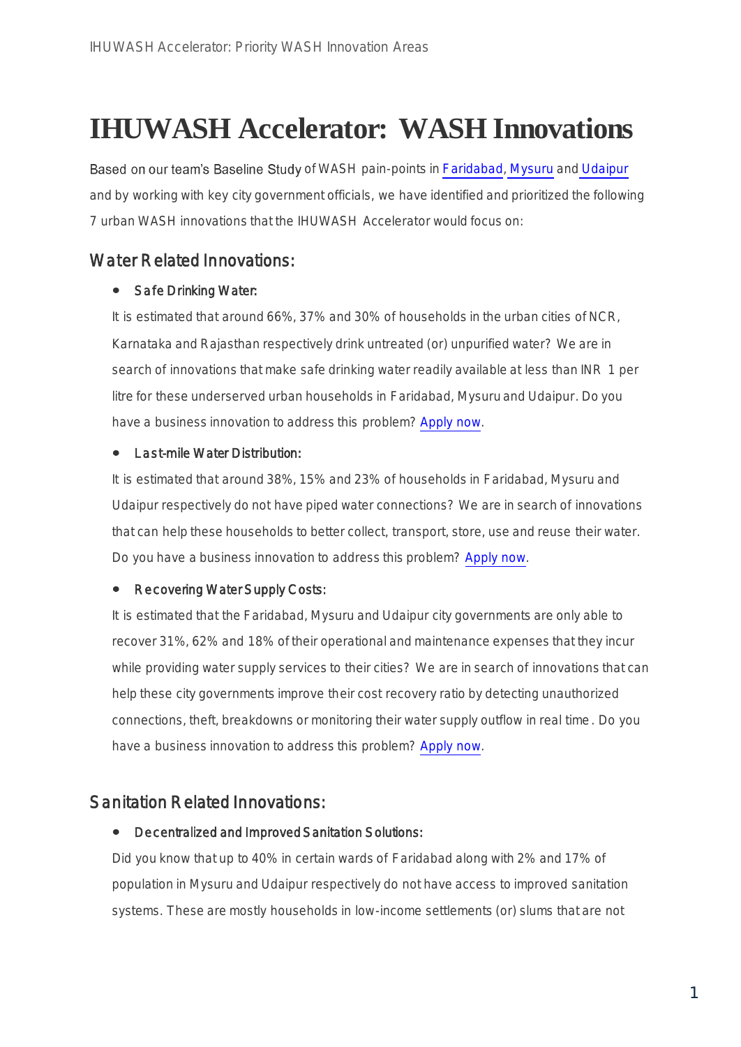# IHUWASH Accelerator: WASH Innovations

Based on our team's Baseline Study of WASH pain-points in Faridabad, Mysuru and Udaipur and by working with key city government officials, we have identified and prioritized the following 7 urban WASH innovations that the IHUWASH Accelerator would focus on:

## Water Related Innovations:

- **Safe Drinking Water:**

  It is estimated that around 66%, 37% and 30% of households in the urban cities of NCR, Karnataka and Rajasthan respectively drink untreated (or) unpurified water? We are in search of innovations that make safe drinking water readily available at less than INR 1 per litre for these underserved urban households in Faridabad, Mysuru and Udaipur. Do you have a business innovation to address this problem? Apply now.

- **Last-mile Water Distribution:**

  It is estimated that around 38%, 15% and 23% of households in Faridabad, Mysuru and Udaipur respectively do not have piped water connections? We are in search of innovations that can help these households to better collect, transport, store, use and reuse their water. Do you have a business innovation to address this problem? Apply now.

- **Recovering Water Supply Costs:**

  It is estimated that the Faridabad, Mysuru and Udaipur city governments are only able to recover 31%, 62% and 18% of their operational and maintenance expenses that they incur while providing water supply services to their cities? We are in search of innovations that can help these city governments improve their cost recovery ratio by detecting unauthorized connections, theft, breakdowns or monitoring their water supply outflow in real time. Do you have a business innovation to address this problem? Apply now.

## Sanitation Related Innovations:

- **Decentralized and Improved Sanitation Solutions:**

  Did you know that up to 40% in certain wards of Faridabad along with 2% and 17% of population in Mysuru and Udaipur respectively do not have access to improved sanitation systems. These are mostly households in low-income settlements (or) slums that are not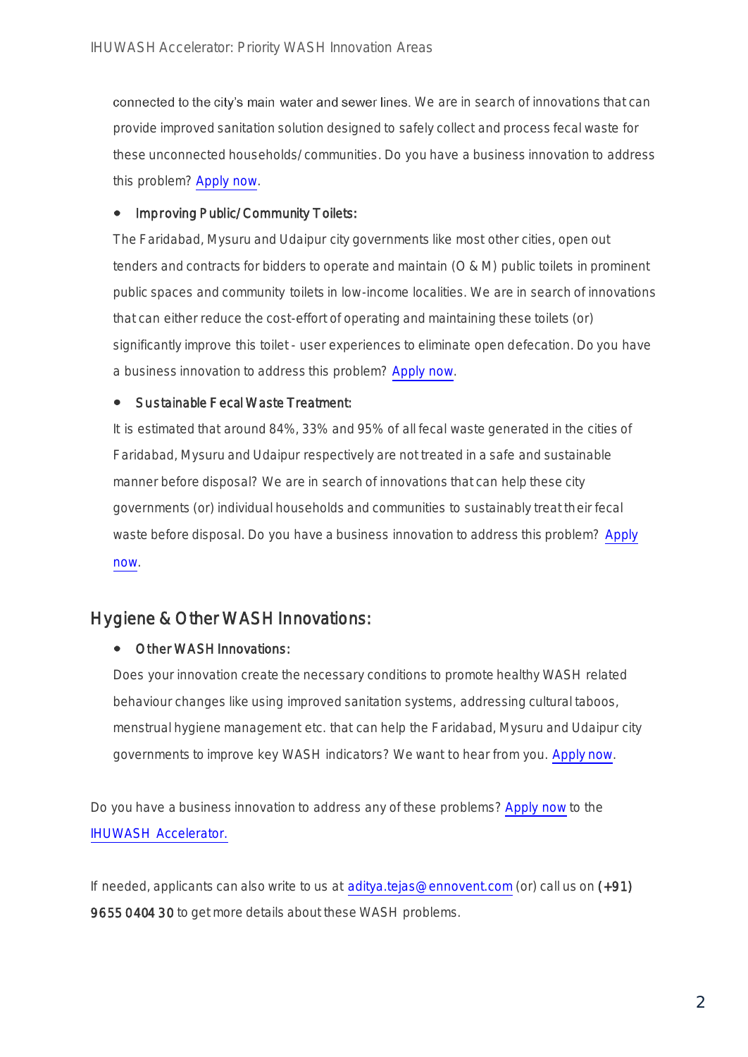connected to the city's main water and sewer lines. We are in search of innovations that can provide improved sanitation solution designed to safely collect and process fecal waste for these unconnected households/communities. Do you have a business innovation to address this problem? Apply now.

- **Improving Public/Community Toilets:**

  The Faridabad, Mysuru and Udaipur city governments like most other cities, open out tenders and contracts for bidders to operate and maintain (O & M) public toilets in prominent public spaces and community toilets in low-income localities. We are in search of innovations that can either reduce the cost-effort of operating and maintaining these toilets (or) significantly improve this toilet - user experiences to eliminate open defecation. Do you have a business innovation to address this problem? Apply now.

- **Sustainable Fecal Waste Treatment:**

  It is estimated that around 84%, 33% and 95% of all fecal waste generated in the cities of Faridabad, Mysuru and Udaipur respectively are not treated in a safe and sustainable manner before disposal? We are in search of innovations that can help these city governments (or) individual households and communities to sustainably treat their fecal waste before disposal. Do you have a business innovation to address this problem? Apply now.

## Hygiene & Other WASH Innovations:

- **Other WASH Innovations:**

  Does your innovation create the necessary conditions to promote healthy WASH related behaviour changes like using improved sanitation systems, addressing cultural taboos, menstrual hygiene management etc. that can help the Faridabad, Mysuru and Udaipur city governments to improve key WASH indicators? We want to hear from you. Apply now.

Do you have a business innovation to address any of these problems? Apply now to the IHUWASH Accelerator.

If needed, applicants can also write to us at aditya.tejas@ennovent.com (or) call us on **(+91) 9655 0404 30** to get more details about these WASH problems.